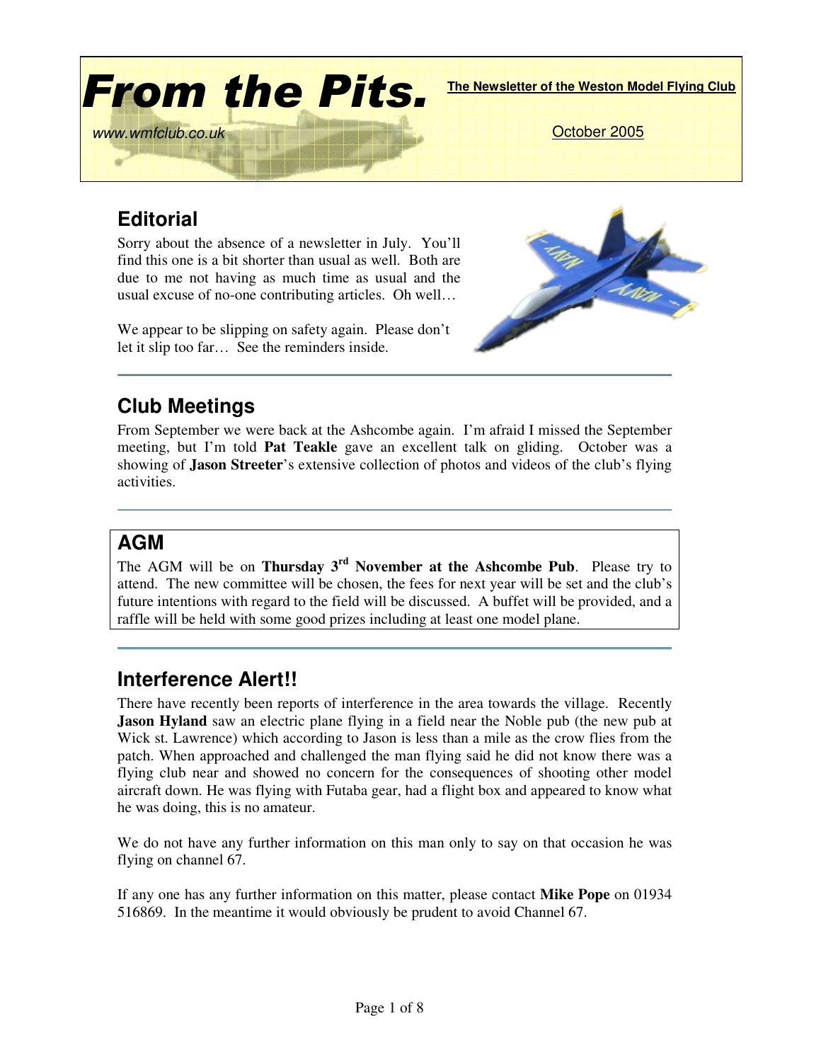# From the Pits.

**The Newsletter of the Weston Model Flying Club**

www.wmfclub.co.uk

October 2005

## Editorial

Sorry about the absence of a newsletter in July. You'll find this one is a bit shorter than usual as well. Both are due to me not having as much time as usual and the usual excuse of no-one contributing articles. Oh well…

We appear to be slipping on safety again. Please don't let it slip too far… See the reminders inside.

## Club Meetings

From September we were back at the Ashcombe again. I'm afraid I missed the September meeting, but I'm told **Pat Teakle** gave an excellent talk on gliding. October was a showing of **Jason Streeter**'s extensive collection of photos and videos of the club's flying activities.

## AGM

The AGM will be on **Thursday 3rd November at the Ashcombe Pub**. Please try to attend. The new committee will be chosen, the fees for next year will be set and the club's future intentions with regard to the field will be discussed. A buffet will be provided, and a raffle will be held with some good prizes including at least one model plane.

## Interference Alert!!

There have recently been reports of interference in the area towards the village. Recently **Jason Hyland** saw an electric plane flying in a field near the Noble pub (the new pub at Wick st. Lawrence) which according to Jason is less than a mile as the crow flies from the patch. When approached and challenged the man flying said he did not know there was a flying club near and showed no concern for the consequences of shooting other model aircraft down. He was flying with Futaba gear, had a flight box and appeared to know what he was doing, this is no amateur.

We do not have any further information on this man only to say on that occasion he was flying on channel 67.

If any one has any further information on this matter, please contact **Mike Pope** on 01934 516869. In the meantime it would obviously be prudent to avoid Channel 67.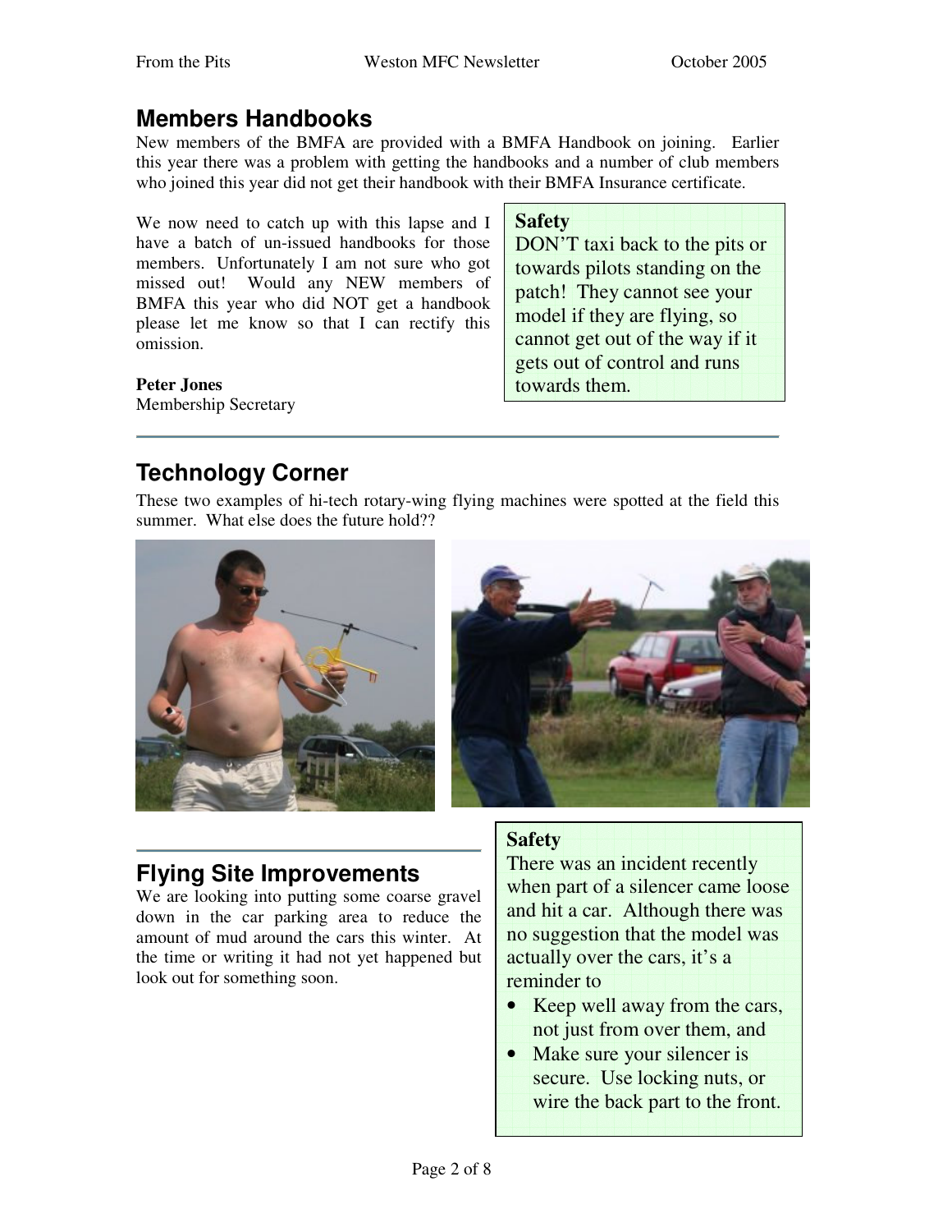## Members Handbooks

New members of the BMFA are provided with a BMFA Handbook on joining. Earlier this year there was a problem with getting the handbooks and a number of club members who joined this year did not get their handbook with their BMFA Insurance certificate.

We now need to catch up with this lapse and I have a batch of un-issued handbooks for those members. Unfortunately I am not sure who got missed out! Would any NEW members of BMFA this year who did NOT get a handbook please let me know so that I can rectify this omission.

**Peter Jones**
Membership Secretary

> **Safety**
> DON'T taxi back to the pits or towards pilots standing on the patch! They cannot see your model if they are flying, so cannot get out of the way if it gets out of control and runs towards them.

## Technology Corner

These two examples of hi-tech rotary-wing flying machines were spotted at the field this summer. What else does the future hold??

## Flying Site Improvements

We are looking into putting some coarse gravel down in the car parking area to reduce the amount of mud around the cars this winter. At the time or writing it had not yet happened but look out for something soon.

> **Safety**
> There was an incident recently when part of a silencer came loose and hit a car. Although there was no suggestion that the model was actually over the cars, it's a reminder to
>
> - Keep well away from the cars, not just from over them, and
> - Make sure your silencer is secure. Use locking nuts, or wire the back part to the front.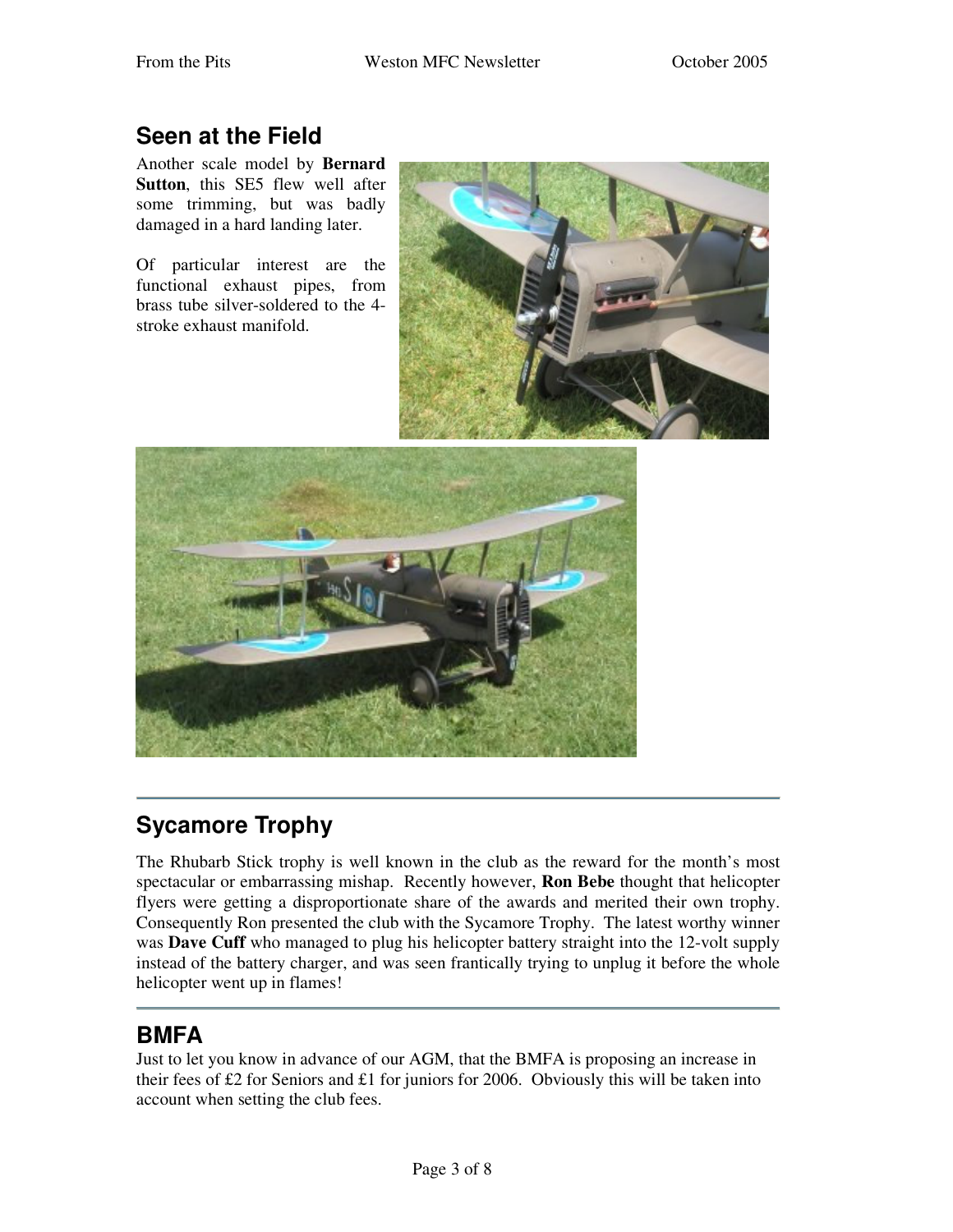## Seen at the Field

Another scale model by **Bernard Sutton**, this SE5 flew well after some trimming, but was badly damaged in a hard landing later.

Of particular interest are the functional exhaust pipes, from brass tube silver-soldered to the 4-stroke exhaust manifold.

## Sycamore Trophy

The Rhubarb Stick trophy is well known in the club as the reward for the month's most spectacular or embarrassing mishap. Recently however, **Ron Bebe** thought that helicopter flyers were getting a disproportionate share of the awards and merited their own trophy. Consequently Ron presented the club with the Sycamore Trophy. The latest worthy winner was **Dave Cuff** who managed to plug his helicopter battery straight into the 12-volt supply instead of the battery charger, and was seen frantically trying to unplug it before the whole helicopter went up in flames!

## BMFA

Just to let you know in advance of our AGM, that the BMFA is proposing an increase in their fees of £2 for Seniors and £1 for juniors for 2006. Obviously this will be taken into account when setting the club fees.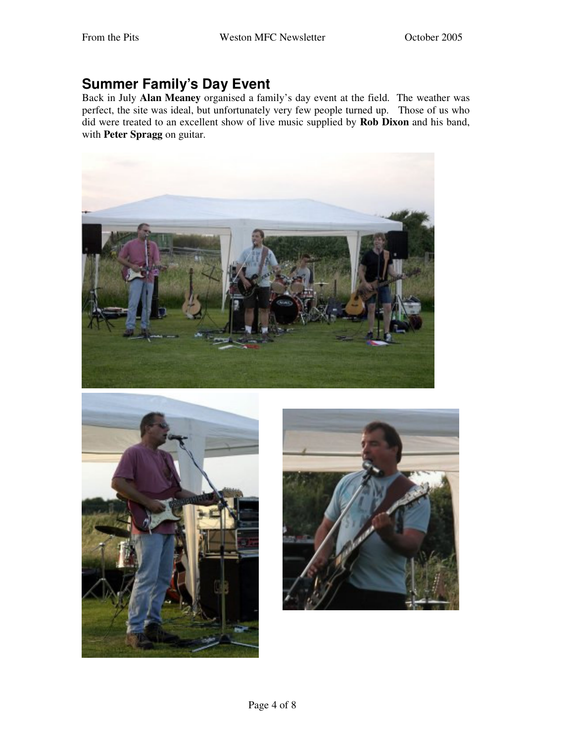## Summer Family's Day Event

Back in July **Alan Meaney** organised a family's day event at the field. The weather was perfect, the site was ideal, but unfortunately very few people turned up. Those of us who did were treated to an excellent show of live music supplied by **Rob Dixon** and his band, with **Peter Spragg** on guitar.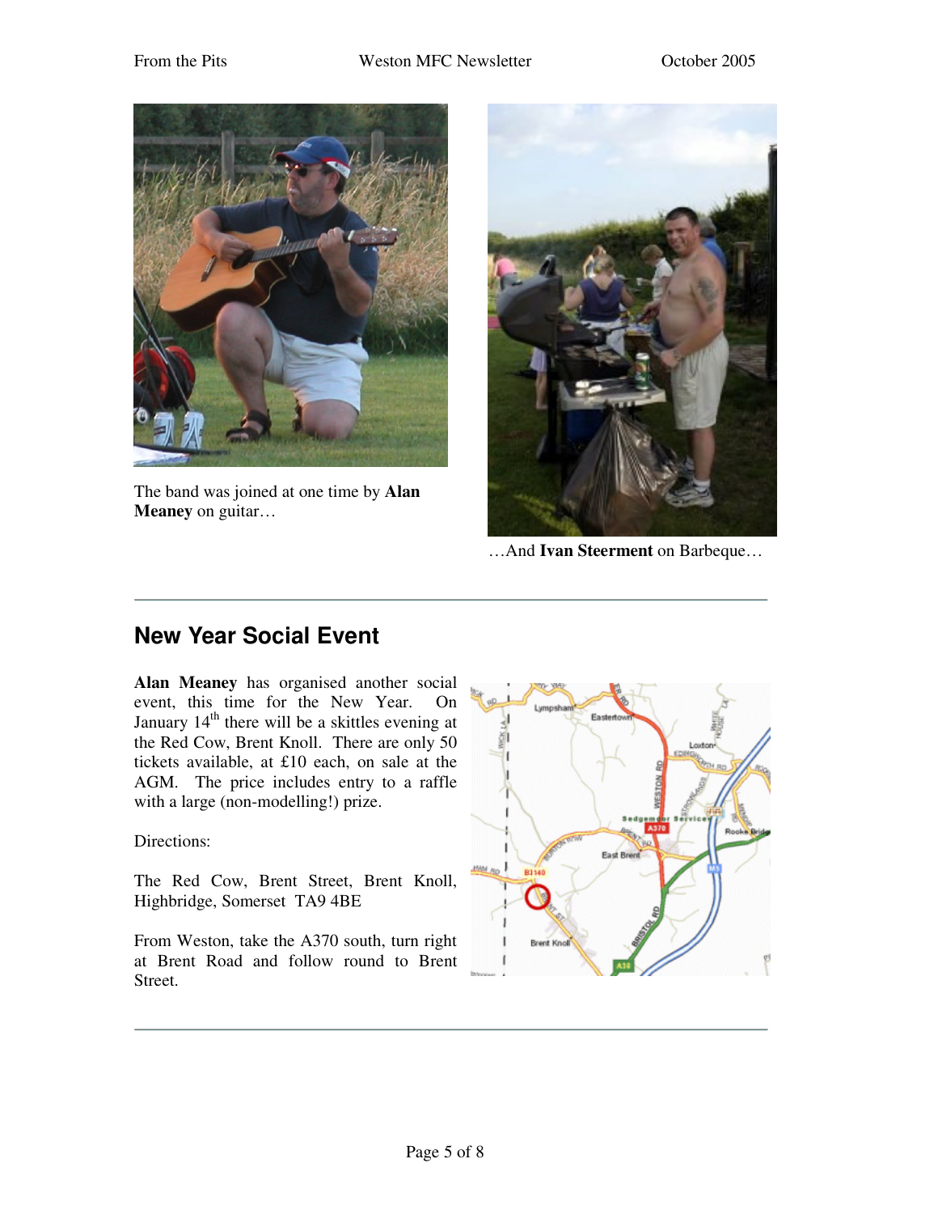The band was joined at one time by **Alan Meaney** on guitar…

…And **Ivan Steerment** on Barbeque…

---

## New Year Social Event

**Alan Meaney** has organised another social event, this time for the New Year. On January 14th there will be a skittles evening at the Red Cow, Brent Knoll. There are only 50 tickets available, at £10 each, on sale at the AGM. The price includes entry to a raffle with a large (non-modelling!) prize.

Directions:

The Red Cow, Brent Street, Brent Knoll, Highbridge, Somerset TA9 4BE

From Weston, take the A370 south, turn right at Brent Road and follow round to Brent Street.

---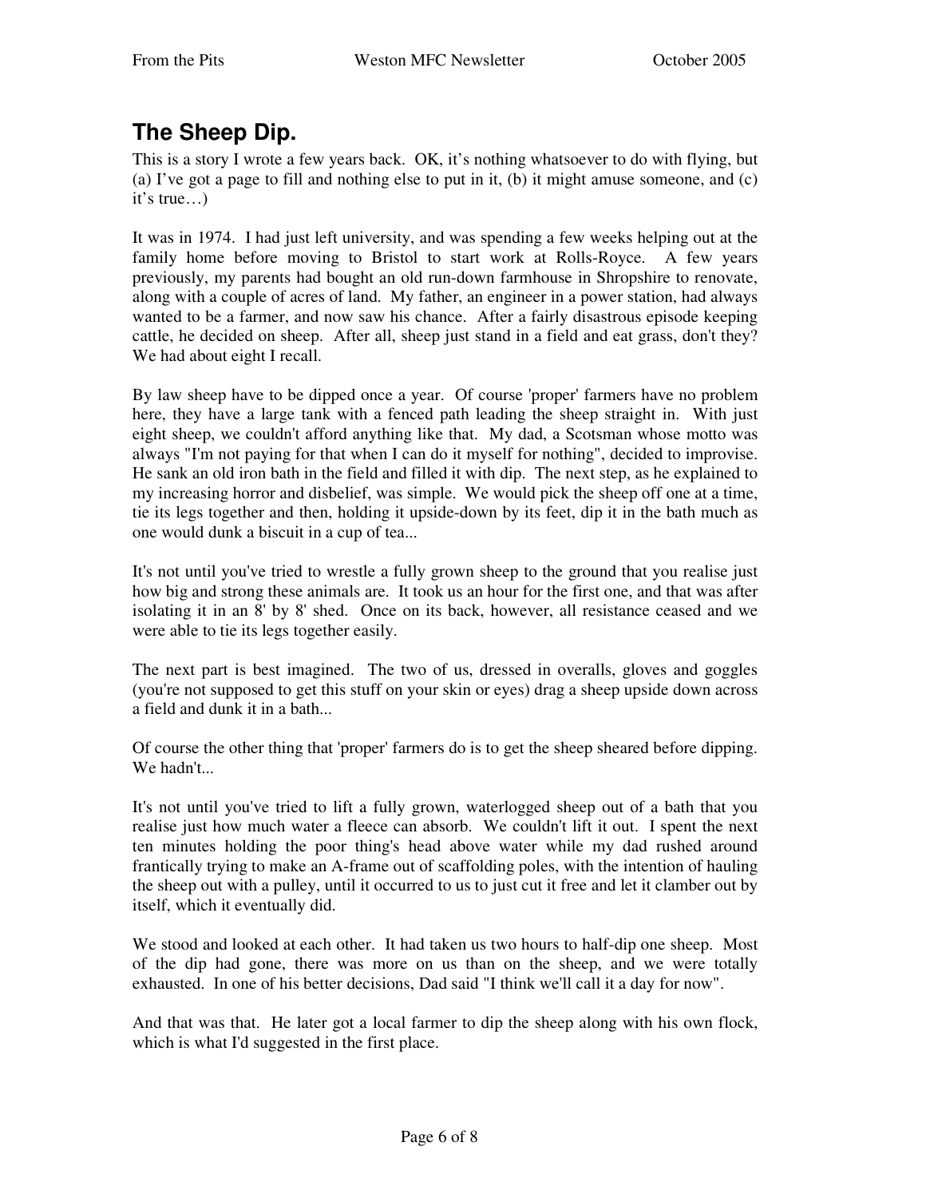## The Sheep Dip.

This is a story I wrote a few years back. OK, it's nothing whatsoever to do with flying, but (a) I've got a page to fill and nothing else to put in it, (b) it might amuse someone, and (c) it's true…)

It was in 1974. I had just left university, and was spending a few weeks helping out at the family home before moving to Bristol to start work at Rolls-Royce. A few years previously, my parents had bought an old run-down farmhouse in Shropshire to renovate, along with a couple of acres of land. My father, an engineer in a power station, had always wanted to be a farmer, and now saw his chance. After a fairly disastrous episode keeping cattle, he decided on sheep. After all, sheep just stand in a field and eat grass, don't they? We had about eight I recall.

By law sheep have to be dipped once a year. Of course 'proper' farmers have no problem here, they have a large tank with a fenced path leading the sheep straight in. With just eight sheep, we couldn't afford anything like that. My dad, a Scotsman whose motto was always "I'm not paying for that when I can do it myself for nothing", decided to improvise. He sank an old iron bath in the field and filled it with dip. The next step, as he explained to my increasing horror and disbelief, was simple. We would pick the sheep off one at a time, tie its legs together and then, holding it upside-down by its feet, dip it in the bath much as one would dunk a biscuit in a cup of tea...

It's not until you've tried to wrestle a fully grown sheep to the ground that you realise just how big and strong these animals are. It took us an hour for the first one, and that was after isolating it in an 8' by 8' shed. Once on its back, however, all resistance ceased and we were able to tie its legs together easily.

The next part is best imagined. The two of us, dressed in overalls, gloves and goggles (you're not supposed to get this stuff on your skin or eyes) drag a sheep upside down across a field and dunk it in a bath...

Of course the other thing that 'proper' farmers do is to get the sheep sheared before dipping. We hadn't...

It's not until you've tried to lift a fully grown, waterlogged sheep out of a bath that you realise just how much water a fleece can absorb. We couldn't lift it out. I spent the next ten minutes holding the poor thing's head above water while my dad rushed around frantically trying to make an A-frame out of scaffolding poles, with the intention of hauling the sheep out with a pulley, until it occurred to us to just cut it free and let it clamber out by itself, which it eventually did.

We stood and looked at each other. It had taken us two hours to half-dip one sheep. Most of the dip had gone, there was more on us than on the sheep, and we were totally exhausted. In one of his better decisions, Dad said "I think we'll call it a day for now".

And that was that. He later got a local farmer to dip the sheep along with his own flock, which is what I'd suggested in the first place.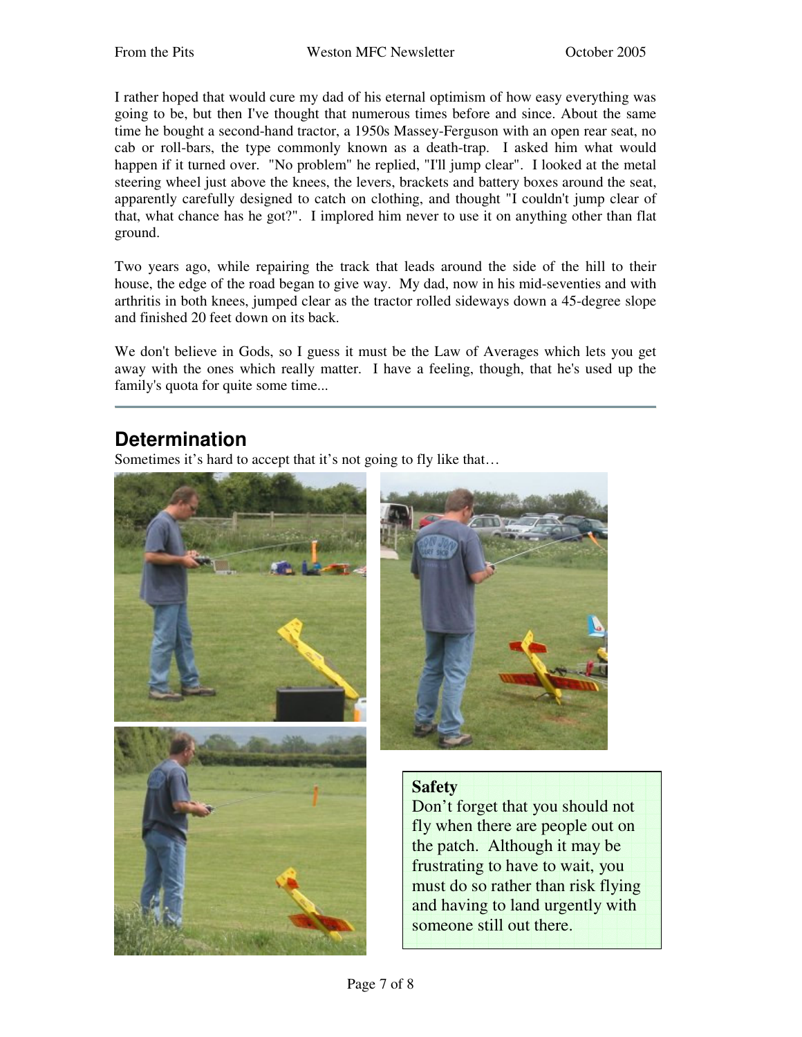I rather hoped that would cure my dad of his eternal optimism of how easy everything was going to be, but then I've thought that numerous times before and since. About the same time he bought a second-hand tractor, a 1950s Massey-Ferguson with an open rear seat, no cab or roll-bars, the type commonly known as a death-trap. I asked him what would happen if it turned over. "No problem" he replied, "I'll jump clear". I looked at the metal steering wheel just above the knees, the levers, brackets and battery boxes around the seat, apparently carefully designed to catch on clothing, and thought "I couldn't jump clear of that, what chance has he got?". I implored him never to use it on anything other than flat ground.

Two years ago, while repairing the track that leads around the side of the hill to their house, the edge of the road began to give way. My dad, now in his mid-seventies and with arthritis in both knees, jumped clear as the tractor rolled sideways down a 45-degree slope and finished 20 feet down on its back.

We don't believe in Gods, so I guess it must be the Law of Averages which lets you get away with the ones which really matter. I have a feeling, though, that he's used up the family's quota for quite some time...

---

## Determination

Sometimes it's hard to accept that it's not going to fly like that…

**Safety**

Don't forget that you should not fly when there are people out on the patch. Although it may be frustrating to have to wait, you must do so rather than risk flying and having to land urgently with someone still out there.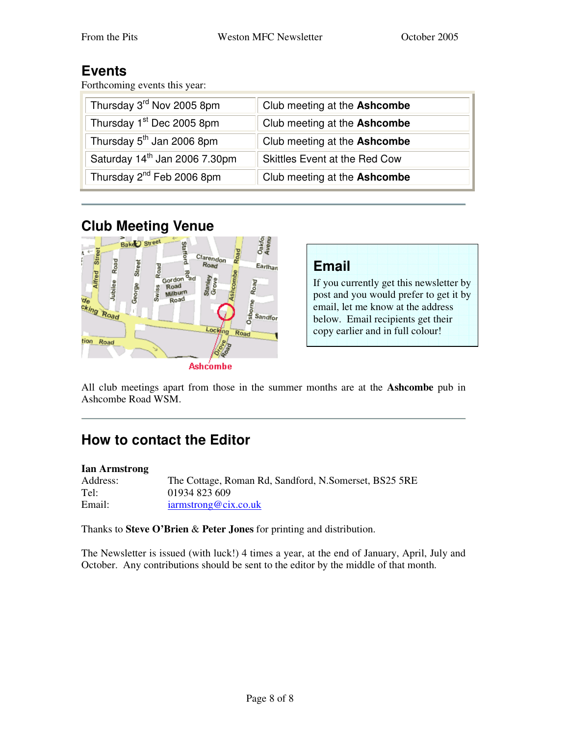## Events

Forthcoming events this year:

| | |
|---|---|
| Thursday 3rd Nov 2005 8pm | Club meeting at the **Ashcombe** |
| Thursday 1st Dec 2005 8pm | Club meeting at the **Ashcombe** |
| Thursday 5th Jan 2006 8pm | Club meeting at the **Ashcombe** |
| Saturday 14th Jan 2006 7.30pm | Skittles Event at the Red Cow |
| Thursday 2nd Feb 2006 8pm | Club meeting at the **Ashcombe** |

---

## Club Meeting Venue

Ashcombe

## Email

If you currently get this newsletter by post and you would prefer to get it by email, let me know at the address below. Email recipients get their copy earlier and in full colour!

All club meetings apart from those in the summer months are at the **Ashcombe** pub in Ashcombe Road WSM.

---

## How to contact the Editor

**Ian Armstrong**

Address: The Cottage, Roman Rd, Sandford, N.Somerset, BS25 5RE
Tel: 01934 823 609
Email: iarmstrong@cix.co.uk

Thanks to **Steve O'Brien** & **Peter Jones** for printing and distribution.

The Newsletter is issued (with luck!) 4 times a year, at the end of January, April, July and October. Any contributions should be sent to the editor by the middle of that month.